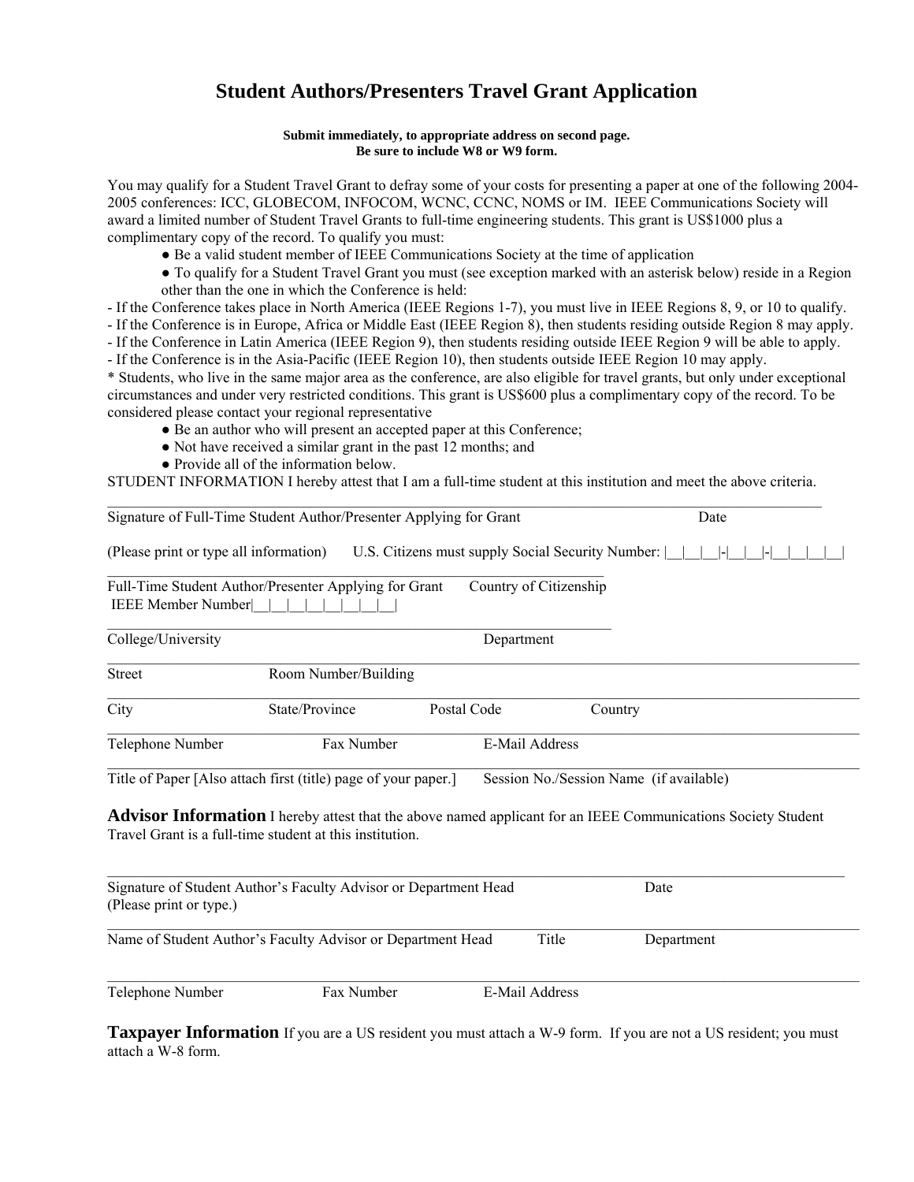# Student Authors/Presenters Travel Grant Application

**Submit immediately, to appropriate address on second page.**
**Be sure to include W8 or W9 form.**

You may qualify for a Student Travel Grant to defray some of your costs for presenting a paper at one of the following 2004-2005 conferences: ICC, GLOBECOM, INFOCOM, WCNC, CCNC, NOMS or IM. IEEE Communications Society will award a limited number of Student Travel Grants to full-time engineering students. This grant is US$1000 plus a complimentary copy of the record. To qualify you must:

- Be a valid student member of IEEE Communications Society at the time of application
- To qualify for a Student Travel Grant you must (see exception marked with an asterisk below) reside in a Region other than the one in which the Conference is held:

- If the Conference takes place in North America (IEEE Regions 1-7), you must live in IEEE Regions 8, 9, or 10 to qualify.
- If the Conference is in Europe, Africa or Middle East (IEEE Region 8), then students residing outside Region 8 may apply.
- If the Conference in Latin America (IEEE Region 9), then students residing outside IEEE Region 9 will be able to apply.
- If the Conference is in the Asia-Pacific (IEEE Region 10), then students outside IEEE Region 10 may apply.

* Students, who live in the same major area as the conference, are also eligible for travel grants, but only under exceptional circumstances and under very restricted conditions. This grant is US$600 plus a complimentary copy of the record. To be considered please contact your regional representative

- Be an author who will present an accepted paper at this Conference;
- Not have received a similar grant in the past 12 months; and
- Provide all of the information below.

STUDENT INFORMATION I hereby attest that I am a full-time student at this institution and meet the above criteria.

___________________________________________________________________________

Signature of Full-Time Student Author/Presenter Applying for Grant        Date

(Please print or type all information)    U.S. Citizens must supply Social Security Number: |__|__|__|-|__|__|-|__|__|__|__|

___________________________________________________________________________

Full-Time Student Author/Presenter Applying for Grant    Country of Citizenship
IEEE Member Number|__|__|__|__|__|__|__|__|

___________________________________________________________________________

College/University    Department

___________________________________________________________________________

Street    Room Number/Building

___________________________________________________________________________

City    State/Province    Postal Code    Country

___________________________________________________________________________

Telephone Number    Fax Number    E-Mail Address

___________________________________________________________________________

Title of Paper [Also attach first (title) page of your paper.]    Session No./Session Name (if available)

**Advisor Information** I hereby attest that the above named applicant for an IEEE Communications Society Student Travel Grant is a full-time student at this institution.

___________________________________________________________________________

Signature of Student Author's Faculty Advisor or Department Head    Date
(Please print or type.)

___________________________________________________________________________

Name of Student Author's Faculty Advisor or Department Head    Title    Department

___________________________________________________________________________

Telephone Number    Fax Number    E-Mail Address

**Taxpayer Information** If you are a US resident you must attach a W-9 form. If you are not a US resident; you must attach a W-8 form.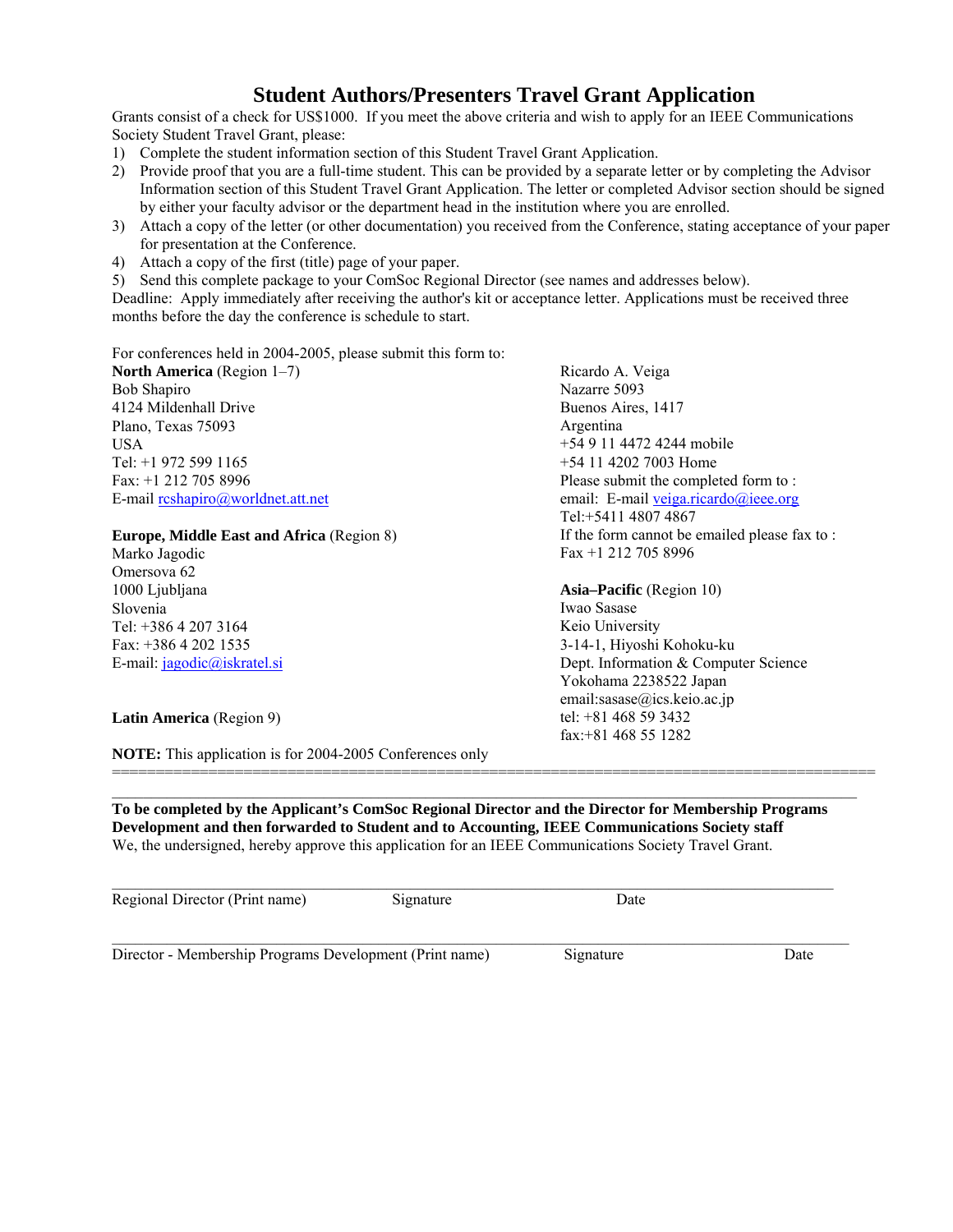# Student Authors/Presenters Travel Grant Application

Grants consist of a check for US$1000. If you meet the above criteria and wish to apply for an IEEE Communications Society Student Travel Grant, please:

1) Complete the student information section of this Student Travel Grant Application.
2) Provide proof that you are a full-time student. This can be provided by a separate letter or by completing the Advisor Information section of this Student Travel Grant Application. The letter or completed Advisor section should be signed by either your faculty advisor or the department head in the institution where you are enrolled.
3) Attach a copy of the letter (or other documentation) you received from the Conference, stating acceptance of your paper for presentation at the Conference.
4) Attach a copy of the first (title) page of your paper.
5) Send this complete package to your ComSoc Regional Director (see names and addresses below).

Deadline: Apply immediately after receiving the author's kit or acceptance letter. Applications must be received three months before the day the conference is schedule to start.

For conferences held in 2004-2005, please submit this form to:

**North America** (Region 1–7)
Bob Shapiro
4124 Mildenhall Drive
Plano, Texas 75093
USA
Tel: +1 972 599 1165
Fax: +1 212 705 8996
E-mail rcshapiro@worldnet.att.net

**Europe, Middle East and Africa** (Region 8)
Marko Jagodic
Omersova 62
1000 Ljubljana
Slovenia
Tel: +386 4 207 3164
Fax: +386 4 202 1535
E-mail: jagodic@iskratel.si

**Latin America** (Region 9)
Ricardo A. Veiga
Nazarre 5093
Buenos Aires, 1417
Argentina
+54 9 11 4472 4244 mobile
+54 11 4202 7003 Home
Please submit the completed form to :
email: E-mail veiga.ricardo@ieee.org
Tel:+5411 4807 4867
If the form cannot be emailed please fax to :
Fax +1 212 705 8996

**Asia–Pacific** (Region 10)
Iwao Sasase
Keio University
3-14-1, Hiyoshi Kohoku-ku
Dept. Information & Computer Science
Yokohama 2238522 Japan
email:sasase@ics.keio.ac.jp
tel: +81 468 59 3432
fax:+81 468 55 1282

**NOTE:** This application is for 2004-2005 Conferences only

===================================================================================

**To be completed by the Applicant's ComSoc Regional Director and the Director for Membership Programs Development and then forwarded to Student and to Accounting, IEEE Communications Society staff**

We, the undersigned, hereby approve this application for an IEEE Communications Society Travel Grant.

______________________________________________________________________

Regional Director (Print name) Signature Date

______________________________________________________________________

Director - Membership Programs Development (Print name) Signature Date